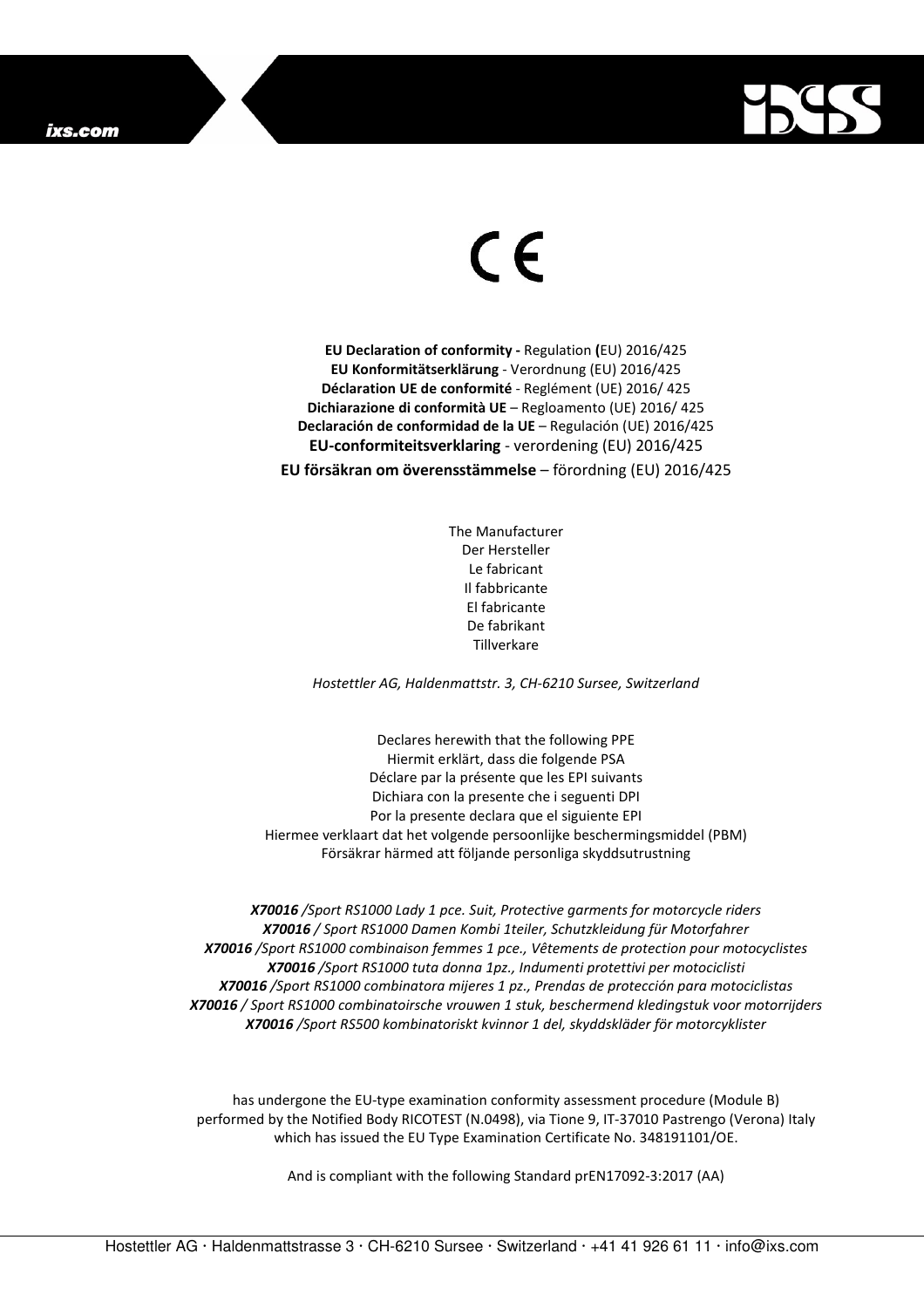CE

**EU Declaration of conformity -** Regulation **(**EU) 2016/425
**EU Konformitätserklärung** - Verordnung (EU) 2016/425
**Déclaration UE de conformité** - Reglément (UE) 2016/ 425
**Dichiarazione di conformità UE** – Regloamento (UE) 2016/ 425
**Declaración de conformidad de la UE** – Regulación (UE) 2016/425
**EU-conformiteitsverklaring** - verordening (EU) 2016/425
**EU försäkran om överensstämmelse** – förordning (EU) 2016/425

The Manufacturer
Der Hersteller
Le fabricant
Il fabbricante
El fabricante
De fabrikant
Tillverkare

*Hostettler AG, Haldenmattstr. 3, CH-6210 Sursee, Switzerland*

Declares herewith that the following PPE
Hiermit erklärt, dass die folgende PSA
Déclare par la présente que les EPI suivants
Dichiara con la presente che i seguenti DPI
Por la presente declara que el siguiente EPI
Hiermee verklaart dat het volgende persoonlijke beschermingsmiddel (PBM)
Försäkrar härmed att följande personliga skyddsutrustning

***X70016** /Sport RS1000 Lady 1 pce. Suit, Protective garments for motorcycle riders*
***X70016** / Sport RS1000 Damen Kombi 1teiler, Schutzkleidung für Motorfahrer*
***X70016** /Sport RS1000 combinaison femmes 1 pce., Vêtements de protection pour motocyclistes*
***X70016** /Sport RS1000 tuta donna 1pz., Indumenti protettivi per motociclisti*
***X70016** /Sport RS1000 combinatora mijeres 1 pz., Prendas de protección para motociclistas*
***X70016** / Sport RS1000 combinatoirsche vrouwen 1 stuk, beschermend kledingstuk voor motorrijders*
***X70016** /Sport RS500 kombinatoriskt kvinnor 1 del, skyddskläder för motorcyklister*

has undergone the EU-type examination conformity assessment procedure (Module B) performed by the Notified Body RICOTEST (N.0498), via Tione 9, IT-37010 Pastrengo (Verona) Italy which has issued the EU Type Examination Certificate No. 348191101/OE.

And is compliant with the following Standard prEN17092-3:2017 (AA)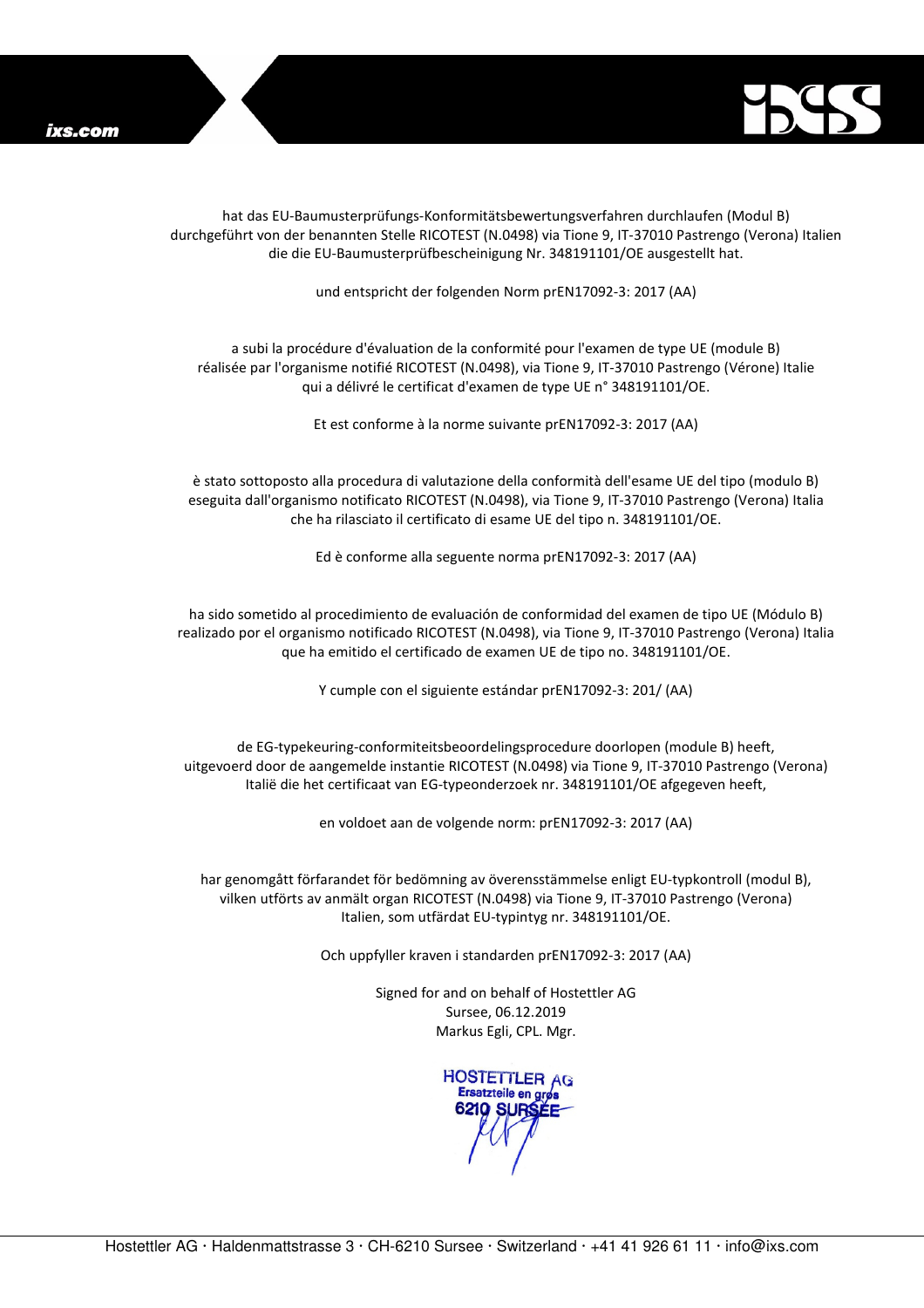hat das EU-Baumusterprüfungs-Konformitätsbewertungsverfahren durchlaufen (Modul B) durchgeführt von der benannten Stelle RICOTEST (N.0498) via Tione 9, IT-37010 Pastrengo (Verona) Italien die die EU-Baumusterprüfbescheinigung Nr. 348191101/OE ausgestellt hat.

und entspricht der folgenden Norm prEN17092-3: 2017 (AA)

a subi la procédure d'évaluation de la conformité pour l'examen de type UE (module B) réalisée par l'organisme notifié RICOTEST (N.0498), via Tione 9, IT-37010 Pastrengo (Vérone) Italie qui a délivré le certificat d'examen de type UE n° 348191101/OE.

Et est conforme à la norme suivante prEN17092-3: 2017 (AA)

è stato sottoposto alla procedura di valutazione della conformità dell'esame UE del tipo (modulo B) eseguita dall'organismo notificato RICOTEST (N.0498), via Tione 9, IT-37010 Pastrengo (Verona) Italia che ha rilasciato il certificato di esame UE del tipo n. 348191101/OE.

Ed è conforme alla seguente norma prEN17092-3: 2017 (AA)

ha sido sometido al procedimiento de evaluación de conformidad del examen de tipo UE (Módulo B) realizado por el organismo notificado RICOTEST (N.0498), via Tione 9, IT-37010 Pastrengo (Verona) Italia que ha emitido el certificado de examen UE de tipo no. 348191101/OE.

Y cumple con el siguiente estándar prEN17092-3: 201/ (AA)

de EG-typekeuring-conformiteitsbeoordelingsprocedure doorlopen (module B) heeft, uitgevoerd door de aangemelde instantie RICOTEST (N.0498) via Tione 9, IT-37010 Pastrengo (Verona) Italië die het certificaat van EG-typeonderzoek nr. 348191101/OE afgegeven heeft,

en voldoet aan de volgende norm: prEN17092-3: 2017 (AA)

har genomgått förfarandet för bedömning av överensstämmelse enligt EU-typkontroll (modul B), vilken utförts av anmält organ RICOTEST (N.0498) via Tione 9, IT-37010 Pastrengo (Verona) Italien, som utfärdat EU-typintyg nr. 348191101/OE.

Och uppfyller kraven i standarden prEN17092-3: 2017 (AA)

Signed for and on behalf of Hostettler AG
Sursee, 06.12.2019
Markus Egli, CPL. Mgr.

HOSTETTLER AG
Ersatzteile en gros
6210 SURSEE